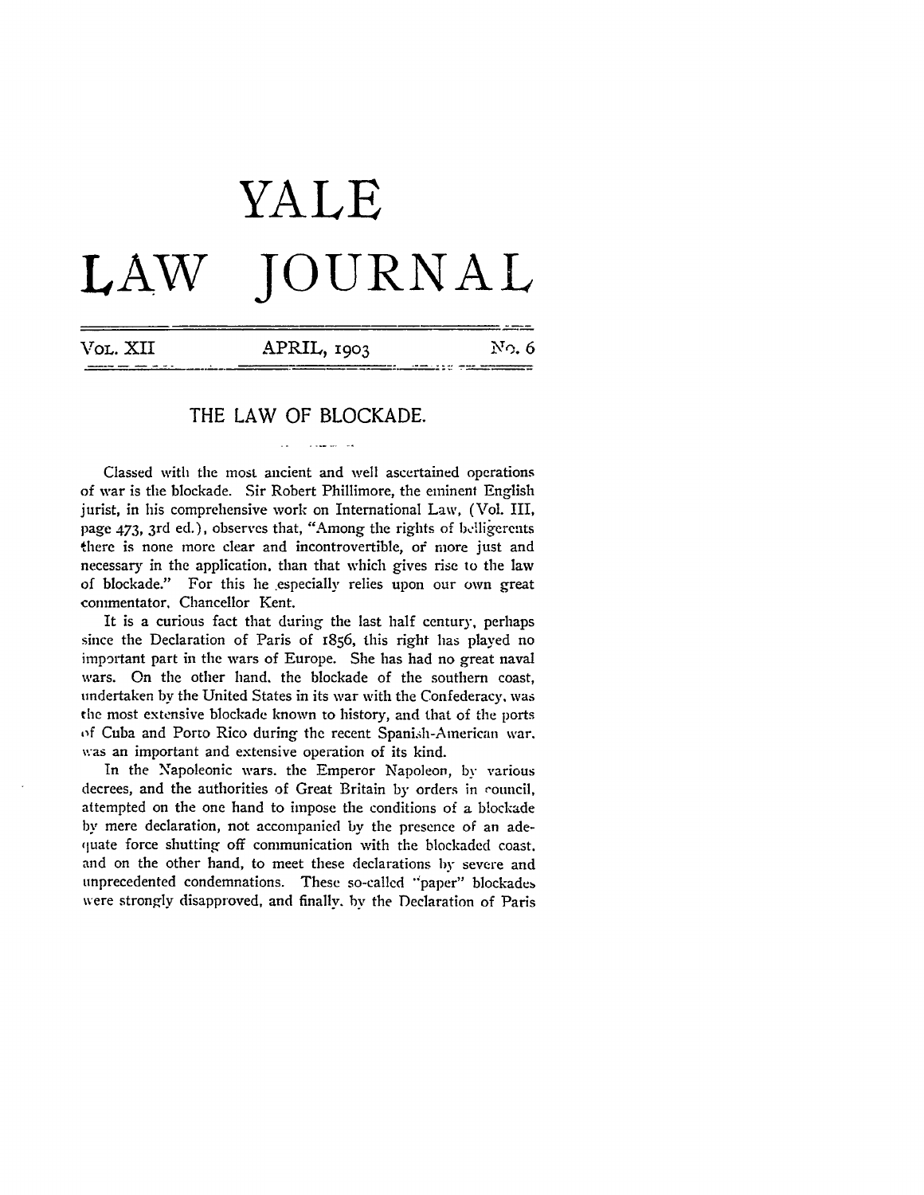# YALE LAW JOURNAL

VOL. XII — APRIL, 1903 — No. 6

## THE LAW OF BLOCKADE.

Classed with the most ancient and well ascertained operations of war is the blockade. Sir Robert Phillimore, the eminent English jurist, in his comprehensive work on International Law, (Vol. III, page 473, 3rd ed.), observes that, "Among the rights of belligerents there is none more clear and incontrovertible, or more just and necessary in the application, than that which gives rise to the law of blockade." For this he especially relies upon our own great commentator, Chancellor Kent.

It is a curious fact that during the last half century, perhaps since the Declaration of Paris of 1856, this right has played no important part in the wars of Europe. She has had no great naval wars. On the other hand, the blockade of the southern coast, undertaken by the United States in its war with the Confederacy, was the most extensive blockade known to history, and that of the ports of Cuba and Porto Rico during the recent Spanish-American war, was an important and extensive operation of its kind.

In the Napoleonic wars, the Emperor Napoleon, by various decrees, and the authorities of Great Britain by orders in council, attempted on the one hand to impose the conditions of a blockade by mere declaration, not accompanied by the presence of an adequate force shutting off communication with the blockaded coast, and on the other hand, to meet these declarations by severe and unprecedented condemnations. These so-called "paper" blockades were strongly disapproved, and finally, by the Declaration of Paris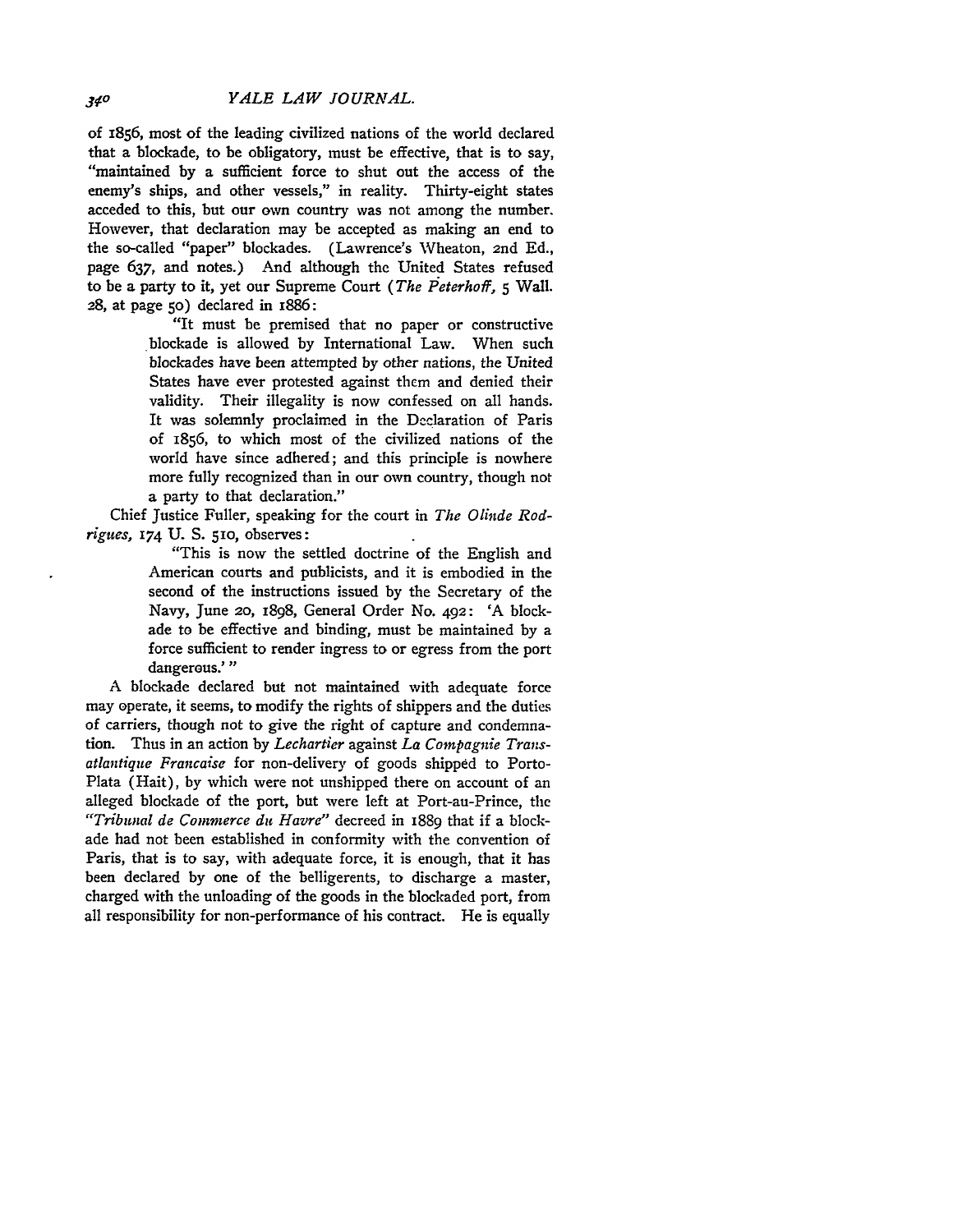of 1856, most of the leading civilized nations of the world declared that a blockade, to be obligatory, must be effective, that is to say, "maintained by a sufficient force to shut out the access of the enemy's ships, and other vessels," in reality. Thirty-eight states acceded to this, but our own country was not among the number. However, that declaration may be accepted as making an end to the so-called "paper" blockades. (Lawrence's Wheaton, 2nd Ed., page 637, and notes.) And although the United States refused to be a party to it, yet our Supreme Court (*The Peterhoff*, 5 Wall. 28, at page 50) declared in 1886:

> "It must be premised that no paper or constructive blockade is allowed by International Law. When such blockades have been attempted by other nations, the United States have ever protested against them and denied their validity. Their illegality is now confessed on all hands. It was solemnly proclaimed in the Declaration of Paris of 1856, to which most of the civilized nations of the world have since adhered; and this principle is nowhere more fully recognized than in our own country, though not a party to that declaration."

Chief Justice Fuller, speaking for the court in *The Olinde Rodrigues*, 174 U. S. 510, observes:

> "This is now the settled doctrine of the English and American courts and publicists, and it is embodied in the second of the instructions issued by the Secretary of the Navy, June 20, 1898, General Order No. 492: 'A blockade to be effective and binding, must be maintained by a force sufficient to render ingress to or egress from the port dangerous.'"

A blockade declared but not maintained with adequate force may operate, it seems, to modify the rights of shippers and the duties of carriers, though not to give the right of capture and condemnation. Thus in an action by *Lechartier* against *La Compagnie Transatlantique Francaise* for non-delivery of goods shipped to Porto-Plata (Hait), by which were not unshipped there on account of an alleged blockade of the port, but were left at Port-au-Prince, the *"Tribunal de Commerce du Havre"* decreed in 1889 that if a blockade had not been established in conformity with the convention of Paris, that is to say, with adequate force, it is enough, that it has been declared by one of the belligerents, to discharge a master, charged with the unloading of the goods in the blockaded port, from all responsibility for non-performance of his contract. He is equally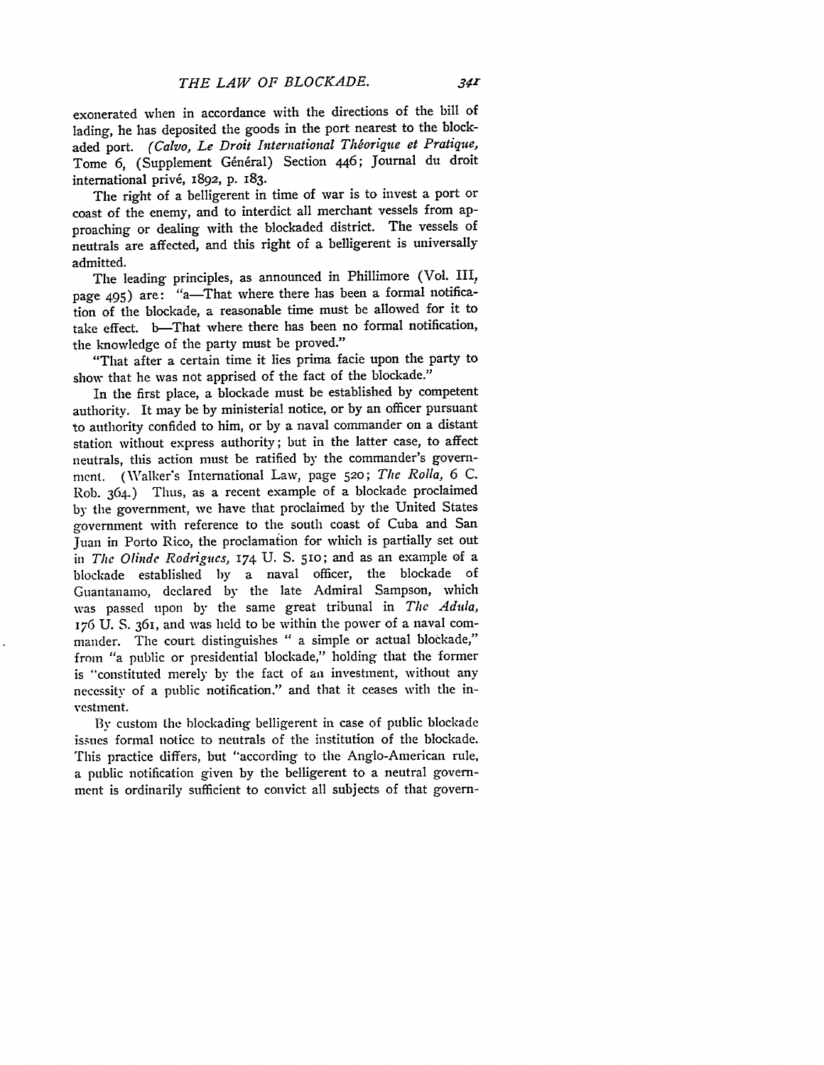exonerated when in accordance with the directions of the bill of lading, he has deposited the goods in the port nearest to the blockaded port. *(Calvo, Le Droit International Théorique et Pratique,* Tome 6, (Supplement Général) Section 446; Journal du droit international privé, 1892, p. 183.

The right of a belligerent in time of war is to invest a port or coast of the enemy, and to interdict all merchant vessels from approaching or dealing with the blockaded district. The vessels of neutrals are affected, and this right of a belligerent is universally admitted.

The leading principles, as announced in Phillimore (Vol. III, page 495) are: "a—That where there has been a formal notification of the blockade, a reasonable time must be allowed for it to take effect. b—That where there has been no formal notification, the knowledge of the party must be proved."

"That after a certain time it lies prima facie upon the party to show that he was not apprised of the fact of the blockade."

In the first place, a blockade must be established by competent authority. It may be by ministerial notice, or by an officer pursuant to authority confided to him, or by a naval commander on a distant station without express authority; but in the latter case, to affect neutrals, this action must be ratified by the commander's government. (Walker's International Law, page 520; *The Rolla,* 6 C. Rob. 364.) Thus, as a recent example of a blockade proclaimed by the government, we have that proclaimed by the United States government with reference to the south coast of Cuba and San Juan in Porto Rico, the proclamation for which is partially set out in *The Olinde Rodrigues,* 174 U. S. 510; and as an example of a blockade established by a naval officer, the blockade of Guantanamo, declared by the late Admiral Sampson, which was passed upon by the same great tribunal in *The Adula,* 176 U. S. 361, and was held to be within the power of a naval commander. The court distinguishes " a simple or actual blockade," from "a public or presidential blockade," holding that the former is "constituted merely by the fact of an investment, without any necessity of a public notification," and that it ceases with the investment.

By custom the blockading belligerent in case of public blockade issues formal notice to neutrals of the institution of the blockade. This practice differs, but "according to the Anglo-American rule, a public notification given by the belligerent to a neutral government is ordinarily sufficient to convict all subjects of that govern-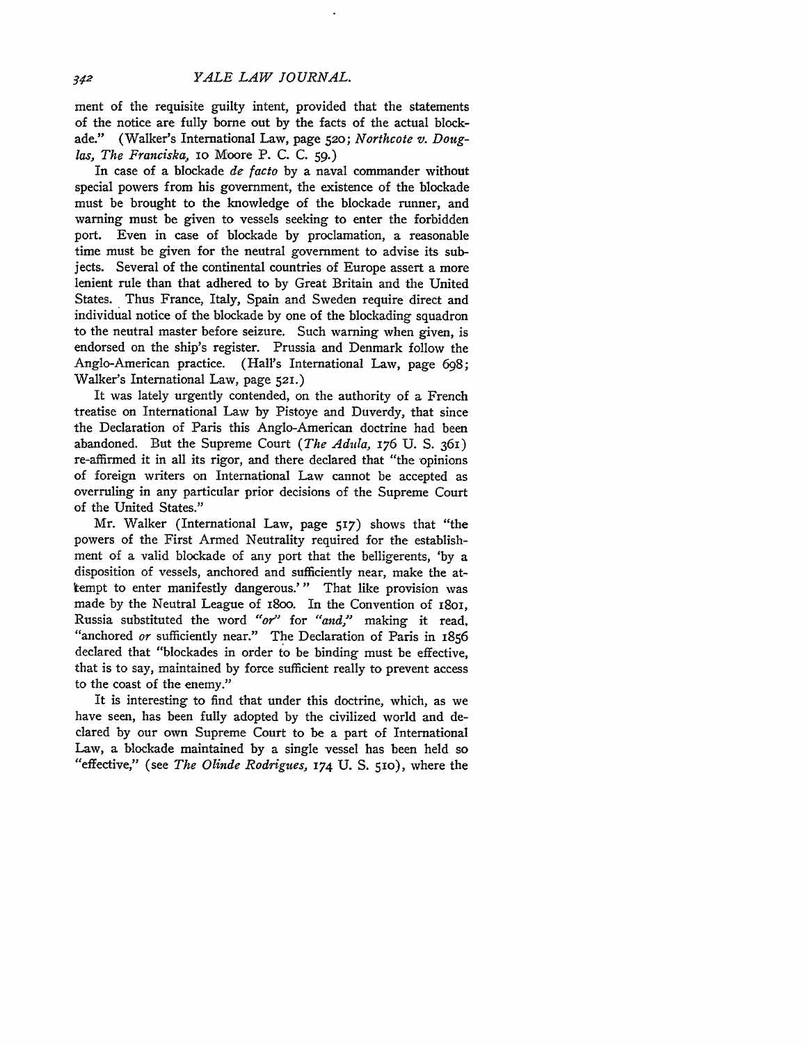ment of the requisite guilty intent, provided that the statements of the notice are fully borne out by the facts of the actual blockade." (Walker's International Law, page 520; *Northcote v. Douglas, The Franciska,* 10 Moore P. C. C. 59.)

In case of a blockade *de facto* by a naval commander without special powers from his government, the existence of the blockade must be brought to the knowledge of the blockade runner, and warning must be given to vessels seeking to enter the forbidden port. Even in case of blockade by proclamation, a reasonable time must be given for the neutral government to advise its subjects. Several of the continental countries of Europe assert a more lenient rule than that adhered to by Great Britain and the United States. Thus France, Italy, Spain and Sweden require direct and individual notice of the blockade by one of the blockading squadron to the neutral master before seizure. Such warning when given, is endorsed on the ship's register. Prussia and Denmark follow the Anglo-American practice. (Hall's International Law, page 698; Walker's International Law, page 521.)

It was lately urgently contended, on the authority of a French treatise on International Law by Pistoye and Duverdy, that since the Declaration of Paris this Anglo-American doctrine had been abandoned. But the Supreme Court (*The Adula,* 176 U. S. 361) re-affirmed it in all its rigor, and there declared that "the opinions of foreign writers on International Law cannot be accepted as overruling in any particular prior decisions of the Supreme Court of the United States."

Mr. Walker (International Law, page 517) shows that "the powers of the First Armed Neutrality required for the establishment of a valid blockade of any port that the belligerents, 'by a disposition of vessels, anchored and sufficiently near, make the attempt to enter manifestly dangerous.'" That like provision was made by the Neutral League of 1800. In the Convention of 1801, Russia substituted the word *"or"* for *"and,"* making it read, "anchored *or* sufficiently near." The Declaration of Paris in 1856 declared that "blockades in order to be binding must be effective, that is to say, maintained by force sufficient really to prevent access to the coast of the enemy."

It is interesting to find that under this doctrine, which, as we have seen, has been fully adopted by the civilized world and declared by our own Supreme Court to be a part of International Law, a blockade maintained by a single vessel has been held so "effective," (see *The Olinde Rodrigues,* 174 U. S. 510), where the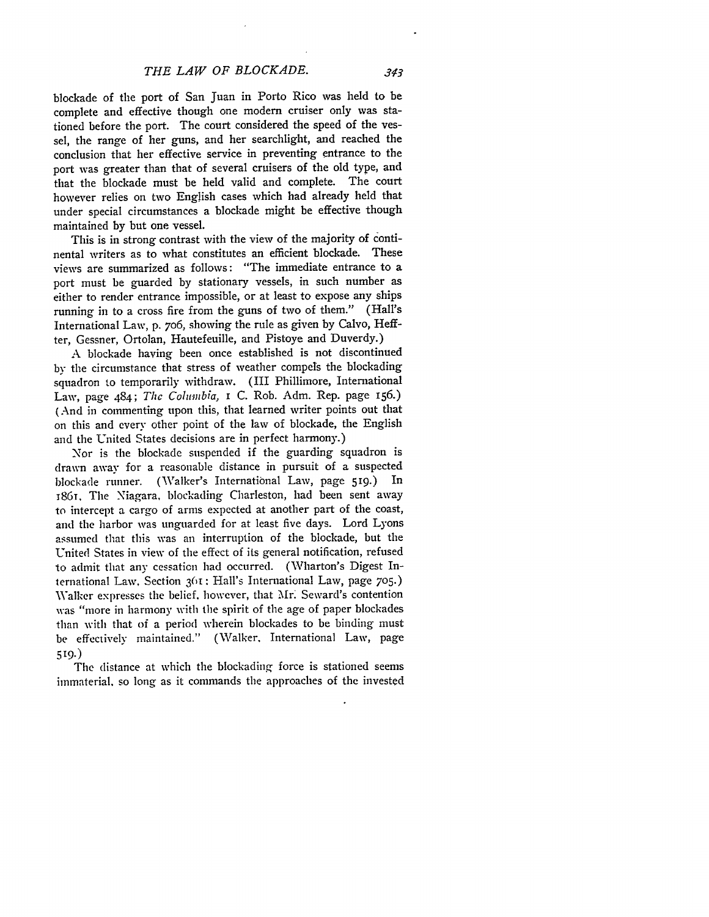blockade of the port of San Juan in Porto Rico was held to be complete and effective though one modern cruiser only was stationed before the port. The court considered the speed of the vessel, the range of her guns, and her searchlight, and reached the conclusion that her effective service in preventing entrance to the port was greater than that of several cruisers of the old type, and that the blockade must be held valid and complete. The court however relies on two English cases which had already held that under special circumstances a blockade might be effective though maintained by but one vessel.

This is in strong contrast with the view of the majority of continental writers as to what constitutes an efficient blockade. These views are summarized as follows: "The immediate entrance to a port must be guarded by stationary vessels, in such number as either to render entrance impossible, or at least to expose any ships running in to a cross fire from the guns of two of them." (Hall's International Law, p. 706, showing the rule as given by Calvo, Heffter, Gessner, Ortolan, Hautefeuille, and Pistoye and Duverdy.)

A blockade having been once established is not discontinued by the circumstance that stress of weather compels the blockading squadron to temporarily withdraw. (III Phillimore, International Law, page 484; *The Columbia,* 1 C. Rob. Adm. Rep. page 156.) (And in commenting upon this, that learned writer points out that on this and every other point of the law of blockade, the English and the United States decisions are in perfect harmony.)

Nor is the blockade suspended if the guarding squadron is drawn away for a reasonable distance in pursuit of a suspected blockade runner. (Walker's International Law, page 519.) In 1861, The Niagara, blockading Charleston, had been sent away to intercept a cargo of arms expected at another part of the coast, and the harbor was unguarded for at least five days. Lord Lyons assumed that this was an interruption of the blockade, but the United States in view of the effect of its general notification, refused to admit that any cessation had occurred. (Wharton's Digest International Law, Section 361; Hall's International Law, page 705.) Walker expresses the belief, however, that Mr. Seward's contention was "more in harmony with the spirit of the age of paper blockades than with that of a period wherein blockades to be binding must be effectively maintained." (Walker, International Law, page 519.)

The distance at which the blockading force is stationed seems immaterial, so long as it commands the approaches of the invested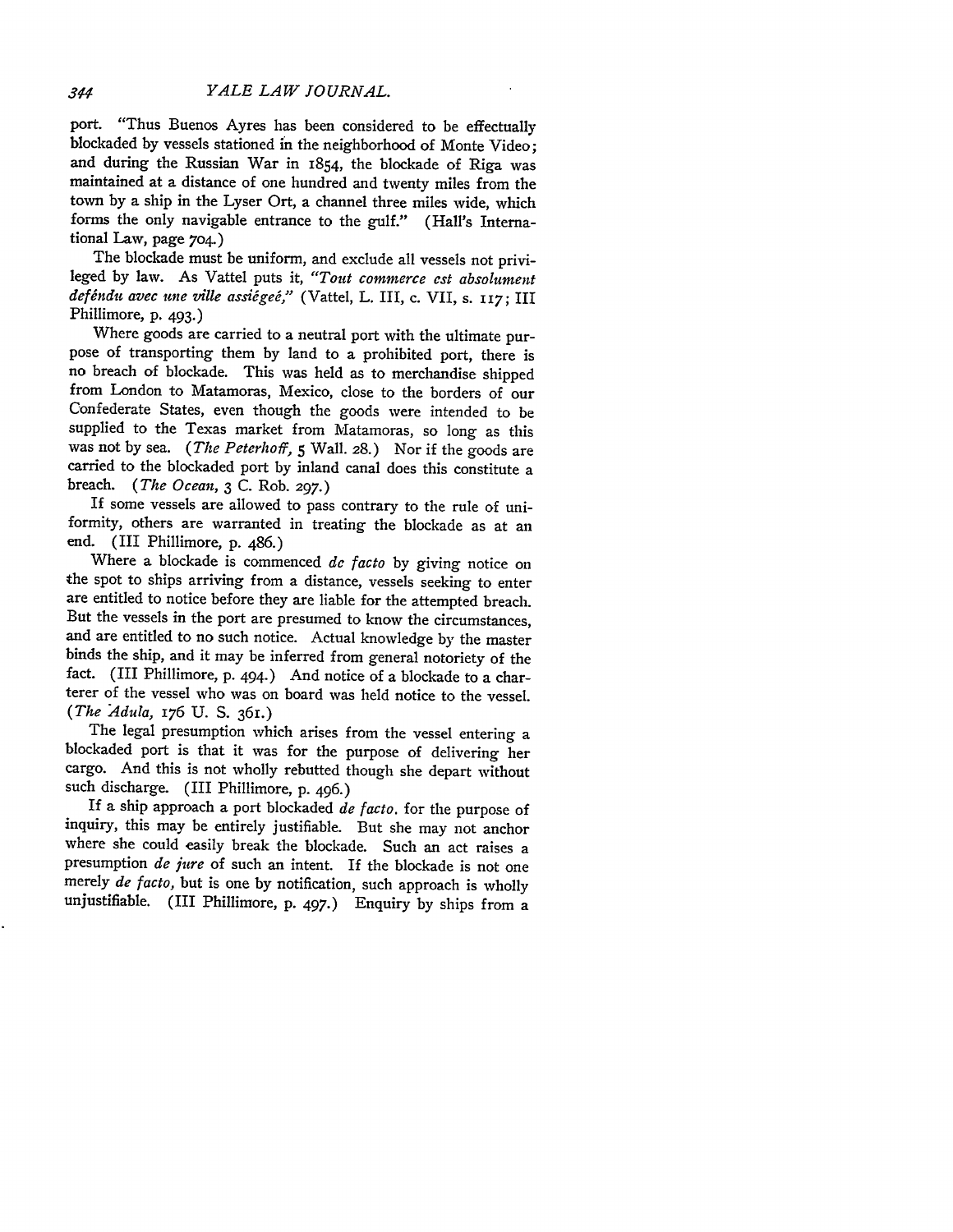port. "Thus Buenos Ayres has been considered to be effectually blockaded by vessels stationed in the neighborhood of Monte Video; and during the Russian War in 1854, the blockade of Riga was maintained at a distance of one hundred and twenty miles from the town by a ship in the Lyser Ort, a channel three miles wide, which forms the only navigable entrance to the gulf." (Hall's International Law, page 704.)

The blockade must be uniform, and exclude all vessels not privileged by law. As Vattel puts it, *"Tout commerce est absolument defèndu avec une ville assiègeé,"* (Vattel, L. III, c. VII, s. 117; III Phillimore, p. 493.)

Where goods are carried to a neutral port with the ultimate purpose of transporting them by land to a prohibited port, there is no breach of blockade. This was held as to merchandise shipped from London to Matamoras, Mexico, close to the borders of our Confederate States, even though the goods were intended to be supplied to the Texas market from Matamoras, so long as this was not by sea. (*The Peterhoff*, 5 Wall. 28.) Nor if the goods are carried to the blockaded port by inland canal does this constitute a breach. (*The Ocean*, 3 C. Rob. 297.)

If some vessels are allowed to pass contrary to the rule of uniformity, others are warranted in treating the blockade as at an end. (III Phillimore, p. 486.)

Where a blockade is commenced *de facto* by giving notice on the spot to ships arriving from a distance, vessels seeking to enter are entitled to notice before they are liable for the attempted breach. But the vessels in the port are presumed to know the circumstances, and are entitled to no such notice. Actual knowledge by the master binds the ship, and it may be inferred from general notoriety of the fact. (III Phillimore, p. 494.) And notice of a blockade to a charterer of the vessel who was on board was held notice to the vessel. (*The Adula*, 176 U. S. 361.)

The legal presumption which arises from the vessel entering a blockaded port is that it was for the purpose of delivering her cargo. And this is not wholly rebutted though she depart without such discharge. (III Phillimore, p. 496.)

If a ship approach a port blockaded *de facto*, for the purpose of inquiry, this may be entirely justifiable. But she may not anchor where she could easily break the blockade. Such an act raises a presumption *de jure* of such an intent. If the blockade is not one merely *de facto*, but is one by notification, such approach is wholly unjustifiable. (III Phillimore, p. 497.) Enquiry by ships from a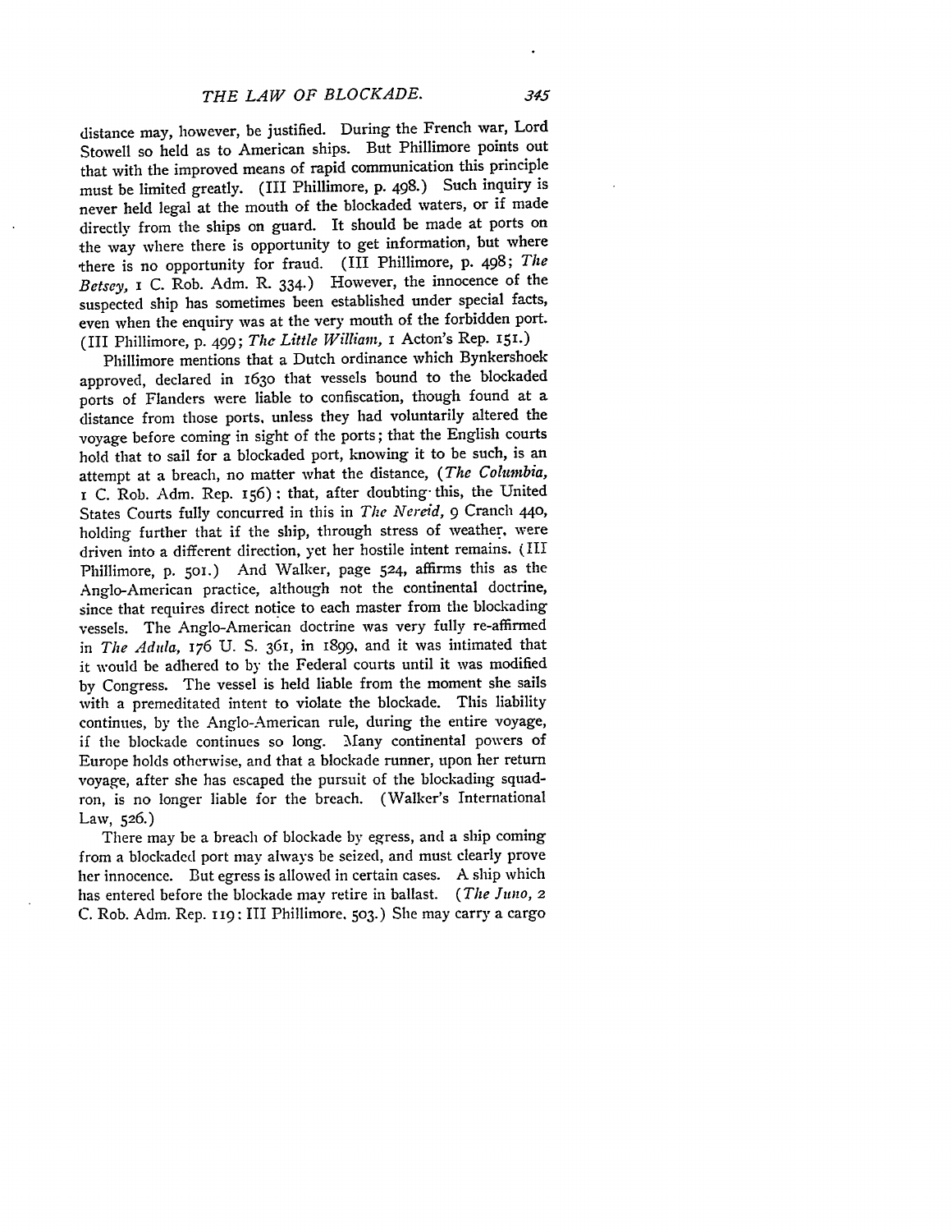distance may, however, be justified. During the French war, Lord Stowell so held as to American ships. But Phillimore points out that with the improved means of rapid communication this principle must be limited greatly. (III Phillimore, p. 498.) Such inquiry is never held legal at the mouth of the blockaded waters, or if made directly from the ships on guard. It should be made at ports on the way where there is opportunity to get information, but where there is no opportunity for fraud. (III Phillimore, p. 498; *The Betsey*, 1 C. Rob. Adm. R. 334.) However, the innocence of the suspected ship has sometimes been established under special facts, even when the enquiry was at the very mouth of the forbidden port. (III Phillimore, p. 499; *The Little William*, 1 Acton's Rep. 151.)

Phillimore mentions that a Dutch ordinance which Bynkershoek approved, declared in 1630 that vessels bound to the blockaded ports of Flanders were liable to confiscation, though found at a distance from those ports, unless they had voluntarily altered the voyage before coming in sight of the ports; that the English courts hold that to sail for a blockaded port, knowing it to be such, is an attempt at a breach, no matter what the distance, (*The Columbia*, 1 C. Rob. Adm. Rep. 156); that, after doubting this, the United States Courts fully concurred in this in *The Nereid*, 9 Cranch 440, holding further that if the ship, through stress of weather, were driven into a different direction, yet her hostile intent remains. (III Phillimore, p. 501.) And Walker, page 524, affirms this as the Anglo-American practice, although not the continental doctrine, since that requires direct notice to each master from the blockading vessels. The Anglo-American doctrine was very fully re-affirmed in *The Adula*, 176 U. S. 361, in 1899, and it was intimated that it would be adhered to by the Federal courts until it was modified by Congress. The vessel is held liable from the moment she sails with a premeditated intent to violate the blockade. This liability continues, by the Anglo-American rule, during the entire voyage, if the blockade continues so long. Many continental powers of Europe holds otherwise, and that a blockade runner, upon her return voyage, after she has escaped the pursuit of the blockading squadron, is no longer liable for the breach. (Walker's International Law, 526.)

There may be a breach of blockade by egress, and a ship coming from a blockaded port may always be seized, and must clearly prove her innocence. But egress is allowed in certain cases. A ship which has entered before the blockade may retire in ballast. (*The Juno*, 2 C. Rob. Adm. Rep. 119; III Phillimore, 503.) She may carry a cargo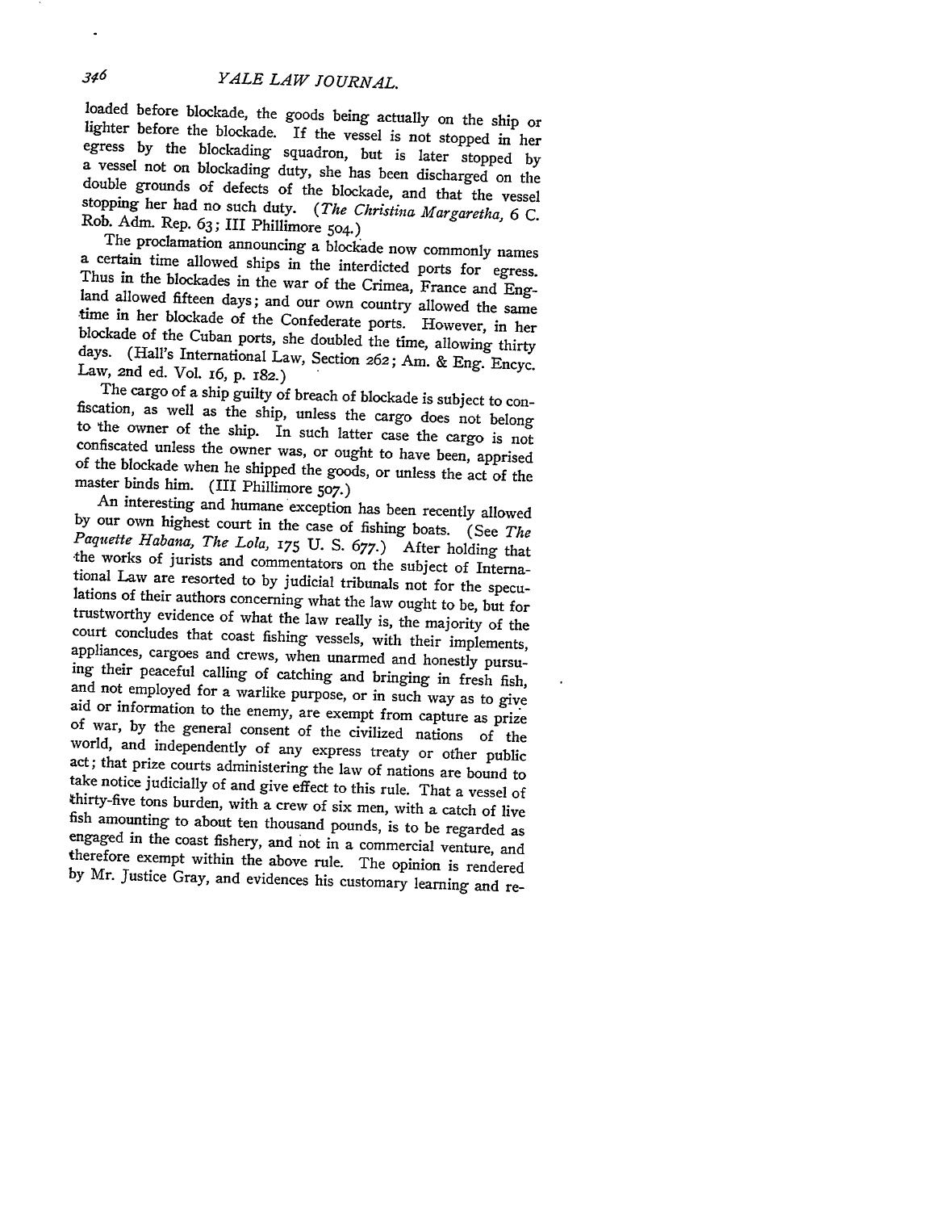loaded before blockade, the goods being actually on the ship or lighter before the blockade. If the vessel is not stopped in her egress by the blockading squadron, but is later stopped by a vessel not on blockading duty, she has been discharged on the double grounds of defects of the blockade, and that the vessel stopping her had no such duty. (*The Christina Margaretha*, 6 C. Rob. Adm. Rep. 63; III Phillimore 504.)

The proclamation announcing a blockade now commonly names a certain time allowed ships in the interdicted ports for egress. Thus in the blockades in the war of the Crimea, France and England allowed fifteen days; and our own country allowed the same time in her blockade of the Confederate ports. However, in her blockade of the Cuban ports, she doubled the time, allowing thirty days. (Hall's International Law, Section 262; Am. & Eng. Encyc. Law, 2nd ed. Vol. 16, p. 182.)

The cargo of a ship guilty of breach of blockade is subject to confiscation, as well as the ship, unless the cargo does not belong to the owner of the ship. In such latter case the cargo is not confiscated unless the owner was, or ought to have been, apprised of the blockade when he shipped the goods, or unless the act of the master binds him. (III Phillimore 507.)

An interesting and humane exception has been recently allowed by our own highest court in the case of fishing boats. (See *The Paquette Habana, The Lola*, 175 U. S. 677.) After holding that the works of jurists and commentators on the subject of International Law are resorted to by judicial tribunals not for the speculations of their authors concerning what the law ought to be, but for trustworthy evidence of what the law really is, the majority of the court concludes that coast fishing vessels, with their implements, appliances, cargoes and crews, when unarmed and honestly pursuing their peaceful calling of catching and bringing in fresh fish, and not employed for a warlike purpose, or in such way as to give aid or information to the enemy, are exempt from capture as prize of war, by the general consent of the civilized nations of the world, and independently of any express treaty or other public act; that prize courts administering the law of nations are bound to take notice judicially of and give effect to this rule. That a vessel of thirty-five tons burden, with a crew of six men, with a catch of live fish amounting to about ten thousand pounds, is to be regarded as engaged in the coast fishery, and not in a commercial venture, and therefore exempt within the above rule. The opinion is rendered by Mr. Justice Gray, and evidences his customary learning and re-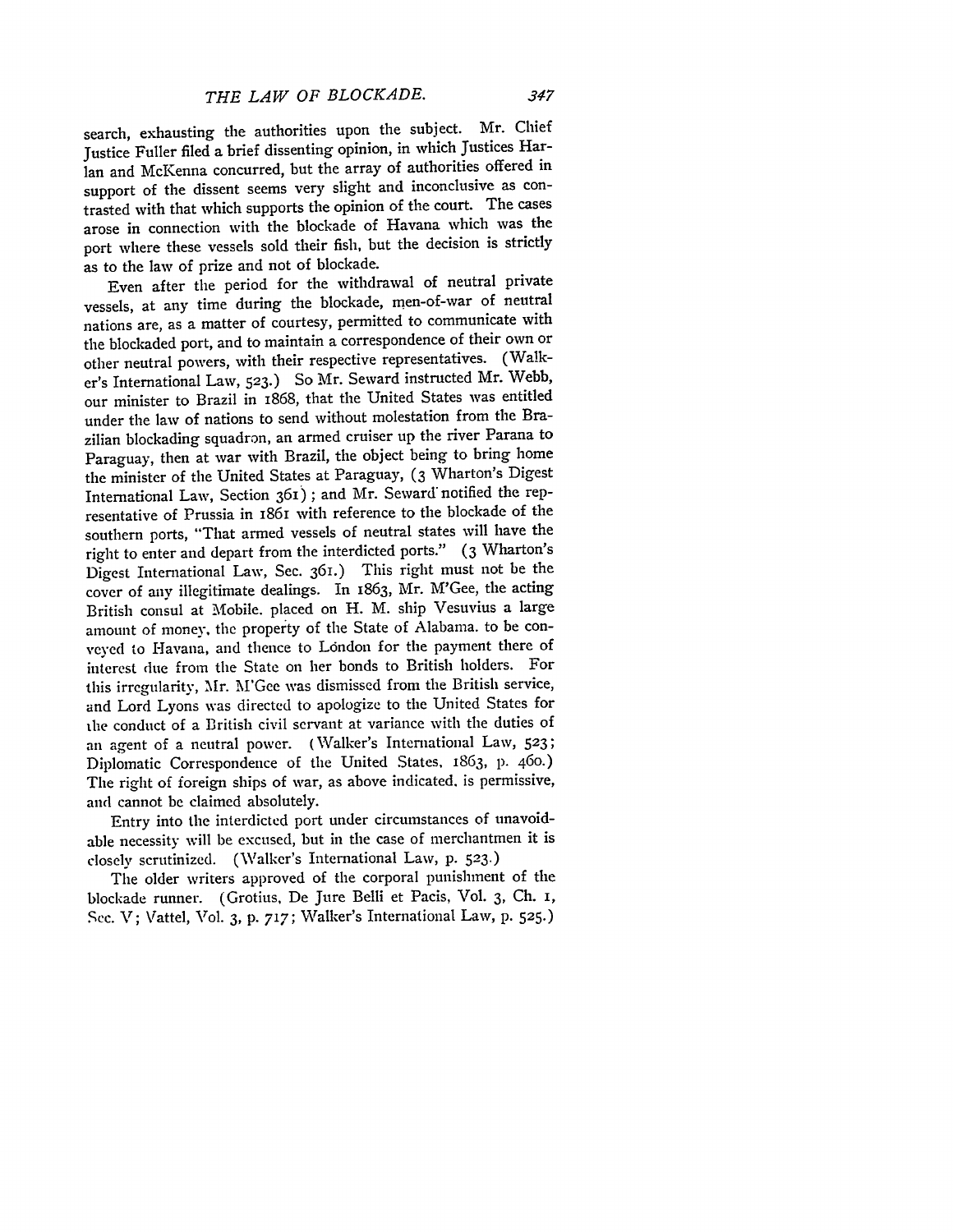search, exhausting the authorities upon the subject. Mr. Chief Justice Fuller filed a brief dissenting opinion, in which Justices Harlan and McKenna concurred, but the array of authorities offered in support of the dissent seems very slight and inconclusive as contrasted with that which supports the opinion of the court. The cases arose in connection with the blockade of Havana which was the port where these vessels sold their fish, but the decision is strictly as to the law of prize and not of blockade.

Even after the period for the withdrawal of neutral private vessels, at any time during the blockade, men-of-war of neutral nations are, as a matter of courtesy, permitted to communicate with the blockaded port, and to maintain a correspondence of their own or other neutral powers, with their respective representatives. (Walker's International Law, 523.) So Mr. Seward instructed Mr. Webb, our minister to Brazil in 1868, that the United States was entitled under the law of nations to send without molestation from the Brazilian blockading squadron, an armed cruiser up the river Parana to Paraguay, then at war with Brazil, the object being to bring home the minister of the United States at Paraguay, (3 Wharton's Digest International Law, Section 361); and Mr. Seward notified the representative of Prussia in 1861 with reference to the blockade of the southern ports, "That armed vessels of neutral states will have the right to enter and depart from the interdicted ports." (3 Wharton's Digest International Law, Sec. 361.) This right must not be the cover of any illegitimate dealings. In 1863, Mr. M'Gee, the acting British consul at Mobile, placed on H. M. ship Vesuvius a large amount of money, the property of the State of Alabama, to be conveyed to Havana, and thence to London for the payment there of interest due from the State on her bonds to British holders. For this irregularity, Mr. M'Gee was dismissed from the British service, and Lord Lyons was directed to apologize to the United States for the conduct of a British civil servant at variance with the duties of an agent of a neutral power. (Walker's International Law, 523; Diplomatic Correspondence of the United States, 1863, p. 460.) The right of foreign ships of war, as above indicated, is permissive, and cannot be claimed absolutely.

Entry into the interdicted port under circumstances of unavoidable necessity will be excused, but in the case of merchantmen it is closely scrutinized. (Walker's International Law, p. 523.)

The older writers approved of the corporal punishment of the blockade runner. (Grotius, De Jure Belli et Pacis, Vol. 3, Ch. 1, Sec. V; Vattel, Vol. 3, p. 717; Walker's International Law, p. 525.)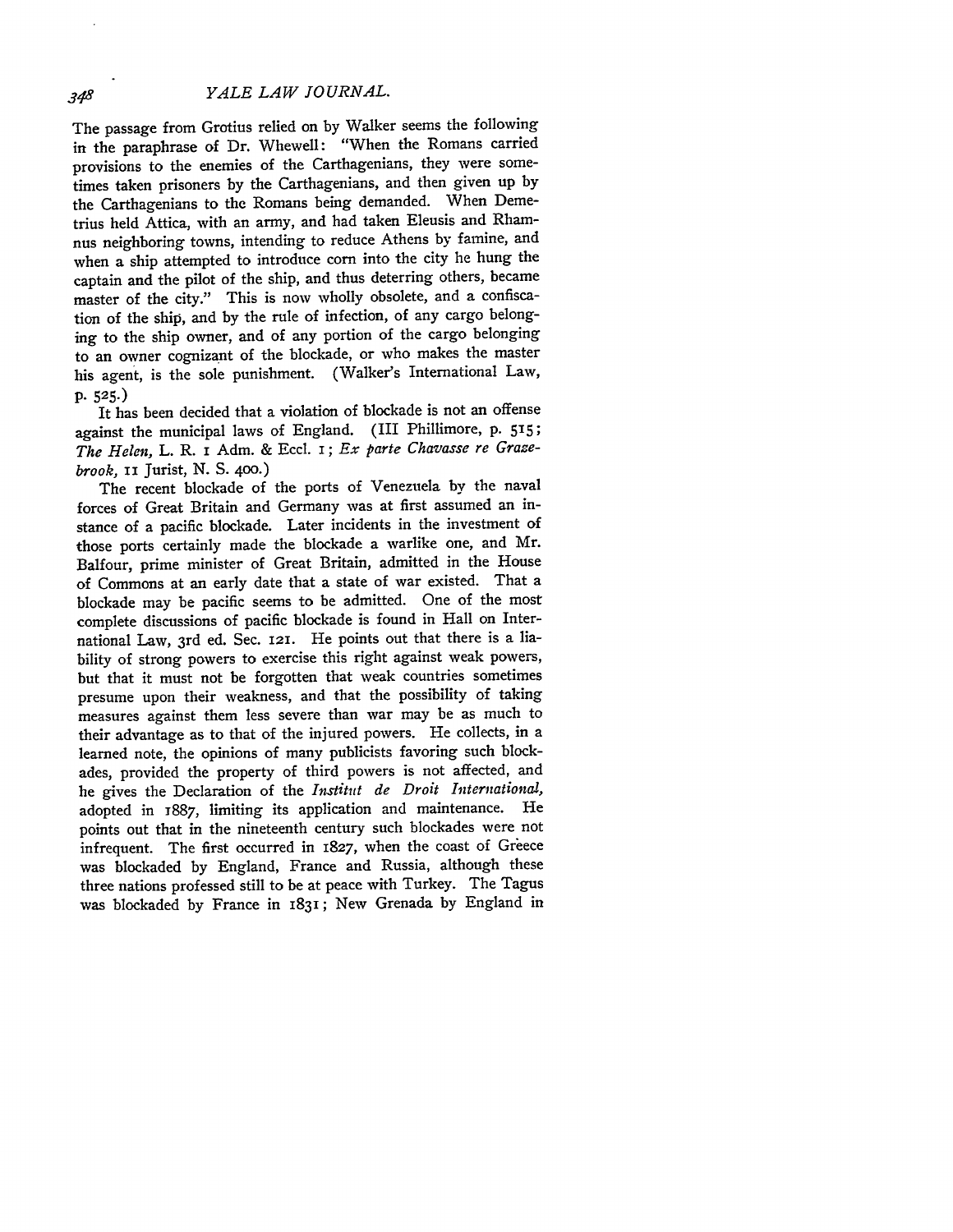The passage from Grotius relied on by Walker seems the following in the paraphrase of Dr. Whewell: "When the Romans carried provisions to the enemies of the Carthagenians, they were sometimes taken prisoners by the Carthagenians, and then given up by the Carthagenians to the Romans being demanded. When Demetrius held Attica, with an army, and had taken Eleusis and Rhamnus neighboring towns, intending to reduce Athens by famine, and when a ship attempted to introduce corn into the city he hung the captain and the pilot of the ship, and thus deterring others, became master of the city." This is now wholly obsolete, and a confiscation of the ship, and by the rule of infection, of any cargo belonging to the ship owner, and of any portion of the cargo belonging to an owner cognizant of the blockade, or who makes the master his agent, is the sole punishment. (Walker's International Law, p. 525.)

It has been decided that a violation of blockade is not an offense against the municipal laws of England. (III Phillimore, p. 515; *The Helen*, L. R. 1 Adm. & Eccl. 1; *Ex parte Chavasse re Grazebrook*, 11 Jurist, N. S. 400.)

The recent blockade of the ports of Venezuela by the naval forces of Great Britain and Germany was at first assumed an instance of a pacific blockade. Later incidents in the investment of those ports certainly made the blockade a warlike one, and Mr. Balfour, prime minister of Great Britain, admitted in the House of Commons at an early date that a state of war existed. That a blockade may be pacific seems to be admitted. One of the most complete discussions of pacific blockade is found in Hall on International Law, 3rd ed. Sec. 121. He points out that there is a liability of strong powers to exercise this right against weak powers, but that it must not be forgotten that weak countries sometimes presume upon their weakness, and that the possibility of taking measures against them less severe than war may be as much to their advantage as to that of the injured powers. He collects, in a learned note, the opinions of many publicists favoring such blockades, provided the property of third powers is not affected, and he gives the Declaration of the *Institut de Droit International*, adopted in 1887, limiting its application and maintenance. He points out that in the nineteenth century such blockades were not infrequent. The first occurred in 1827, when the coast of Greece was blockaded by England, France and Russia, although these three nations professed still to be at peace with Turkey. The Tagus was blockaded by France in 1831; New Grenada by England in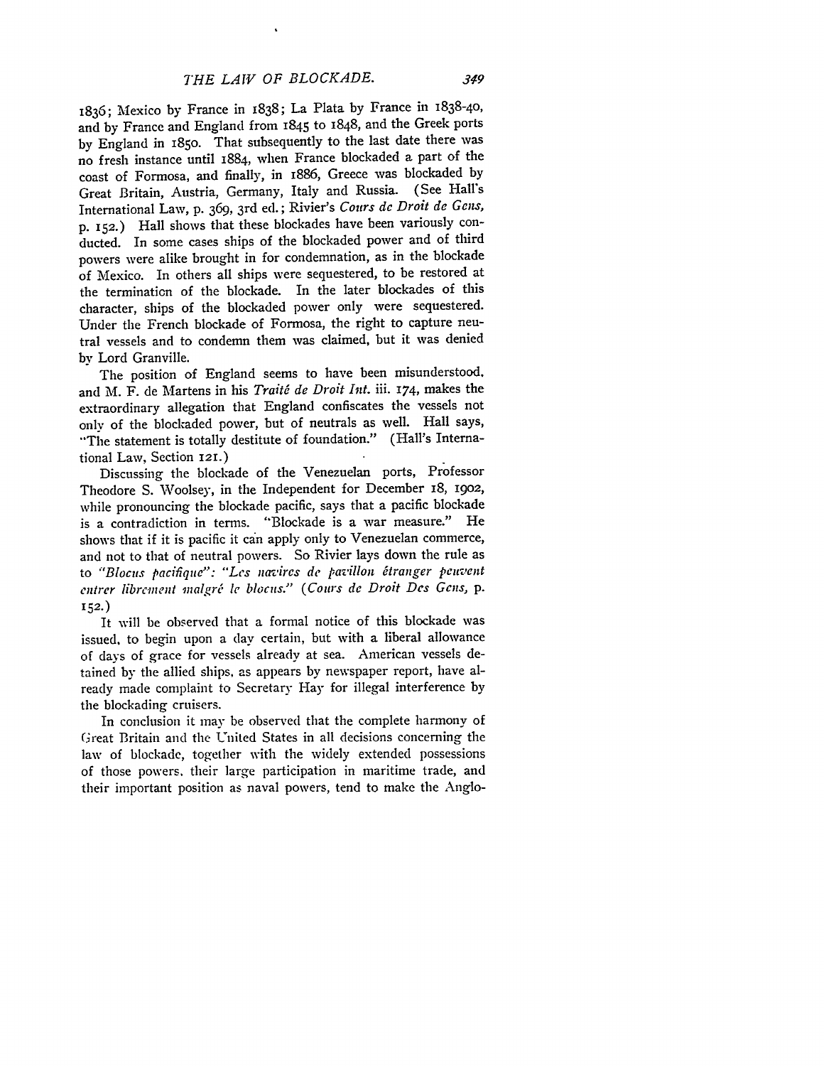1836; Mexico by France in 1838; La Plata by France in 1838-40, and by France and England from 1845 to 1848, and the Greek ports by England in 1850. That subsequently to the last date there was no fresh instance until 1884, when France blockaded a part of the coast of Formosa, and finally, in 1886, Greece was blockaded by Great Britain, Austria, Germany, Italy and Russia. (See Hall's International Law, p. 369, 3rd ed.; Rivier's *Cours de Droit de Gens*, p. 152.) Hall shows that these blockades have been variously conducted. In some cases ships of the blockaded power and of third powers were alike brought in for condemnation, as in the blockade of Mexico. In others all ships were sequestered, to be restored at the termination of the blockade. In the later blockades of this character, ships of the blockaded power only were sequestered. Under the French blockade of Formosa, the right to capture neutral vessels and to condemn them was claimed, but it was denied by Lord Granville.

The position of England seems to have been misunderstood, and M. F. de Martens in his *Traité de Droit Int.* iii. 174, makes the extraordinary allegation that England confiscates the vessels not only of the blockaded power, but of neutrals as well. Hall says, "The statement is totally destitute of foundation." (Hall's International Law, Section 121.)

Discussing the blockade of the Venezuelan ports, Professor Theodore S. Woolsey, in the Independent for December 18, 1902, while pronouncing the blockade pacific, says that a pacific blockade is a contradiction in terms. "Blockade is a war measure." He shows that if it is pacific it can apply only to Venezuelan commerce, and not to that of neutral powers. So Rivier lays down the rule as to *"Blocus pacifique"*: *"Les navires de pavillon étranger peuvent entrer librement malgré le blocus."* (*Cours de Droit Des Gens*, p. 152.)

It will be observed that a formal notice of this blockade was issued, to begin upon a day certain, but with a liberal allowance of days of grace for vessels already at sea. American vessels detained by the allied ships, as appears by newspaper report, have already made complaint to Secretary Hay for illegal interference by the blockading cruisers.

In conclusion it may be observed that the complete harmony of Great Britain and the United States in all decisions concerning the law of blockade, together with the widely extended possessions of those powers, their large participation in maritime trade, and their important position as naval powers, tend to make the Anglo-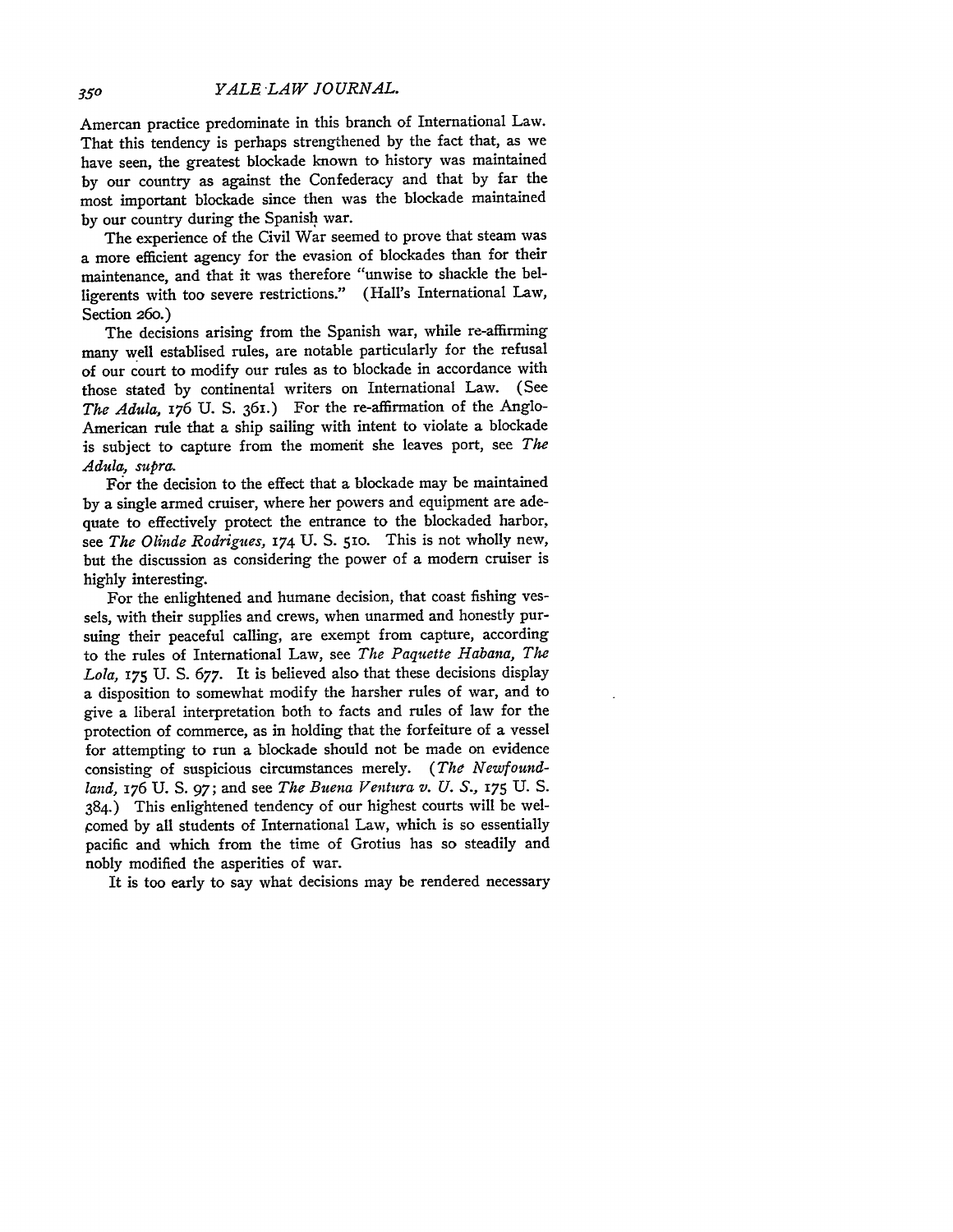Amercan practice predominate in this branch of International Law. That this tendency is perhaps strengthened by the fact that, as we have seen, the greatest blockade known to history was maintained by our country as against the Confederacy and that by far the most important blockade since then was the blockade maintained by our country during the Spanish war.

The experience of the Civil War seemed to prove that steam was a more efficient agency for the evasion of blockades than for their maintenance, and that it was therefore "unwise to shackle the belligerents with too severe restrictions." (Hall's International Law, Section 260.)

The decisions arising from the Spanish war, while re-affirming many well establised rules, are notable particularly for the refusal of our court to modify our rules as to blockade in accordance with those stated by continental writers on International Law. (See *The Adula,* 176 U. S. 361.) For the re-affirmation of the Anglo-American rule that a ship sailing with intent to violate a blockade is subject to capture from the moment she leaves port, see *The Adula, supra.*

For the decision to the effect that a blockade may be maintained by a single armed cruiser, where her powers and equipment are adequate to effectively protect the entrance to the blockaded harbor, see *The Olinde Rodrigues,* 174 U. S. 510. This is not wholly new, but the discussion as considering the power of a modern cruiser is highly interesting.

For the enlightened and humane decision, that coast fishing vessels, with their supplies and crews, when unarmed and honestly pursuing their peaceful calling, are exempt from capture, according to the rules of International Law, see *The Paquette Habana, The Lola,* 175 U. S. 677. It is believed also that these decisions display a disposition to somewhat modify the harsher rules of war, and to give a liberal interpretation both to facts and rules of law for the protection of commerce, as in holding that the forfeiture of a vessel for attempting to run a blockade should not be made on evidence consisting of suspicious circumstances merely. (*The Newfoundland,* 176 U. S. 97; and see *The Buena Ventura v. U. S.,* 175 U. S. 384.) This enlightened tendency of our highest courts will be welcomed by all students of International Law, which is so essentially pacific and which from the time of Grotius has so steadily and nobly modified the asperities of war.

It is too early to say what decisions may be rendered necessary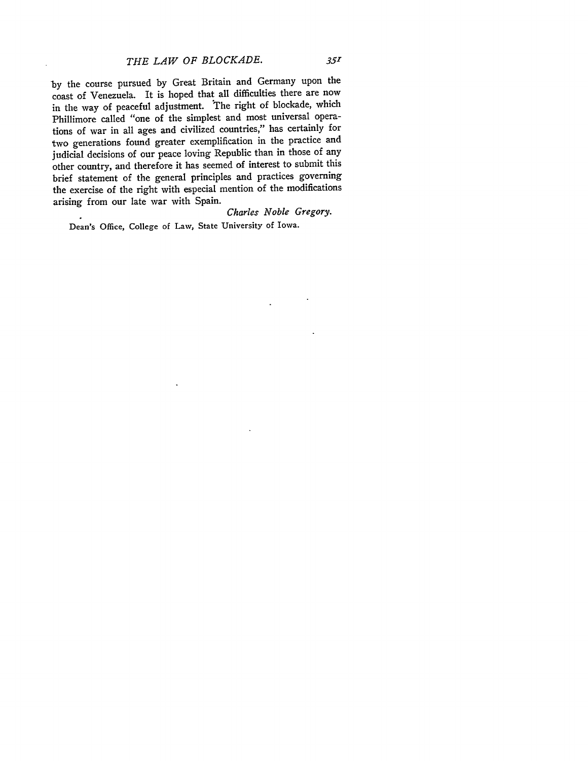by the course pursued by Great Britain and Germany upon the coast of Venezuela. It is hoped that all difficulties there are now in the way of peaceful adjustment. The right of blockade, which Phillimore called "one of the simplest and most universal operations of war in all ages and civilized countries," has certainly for two generations found greater exemplification in the practice and judicial decisions of our peace loving Republic than in those of any other country, and therefore it has seemed of interest to submit this brief statement of the general principles and practices governing the exercise of the right with especial mention of the modifications arising from our late war with Spain.

*Charles Noble Gregory.*

Dean's Office, College of Law, State University of Iowa.